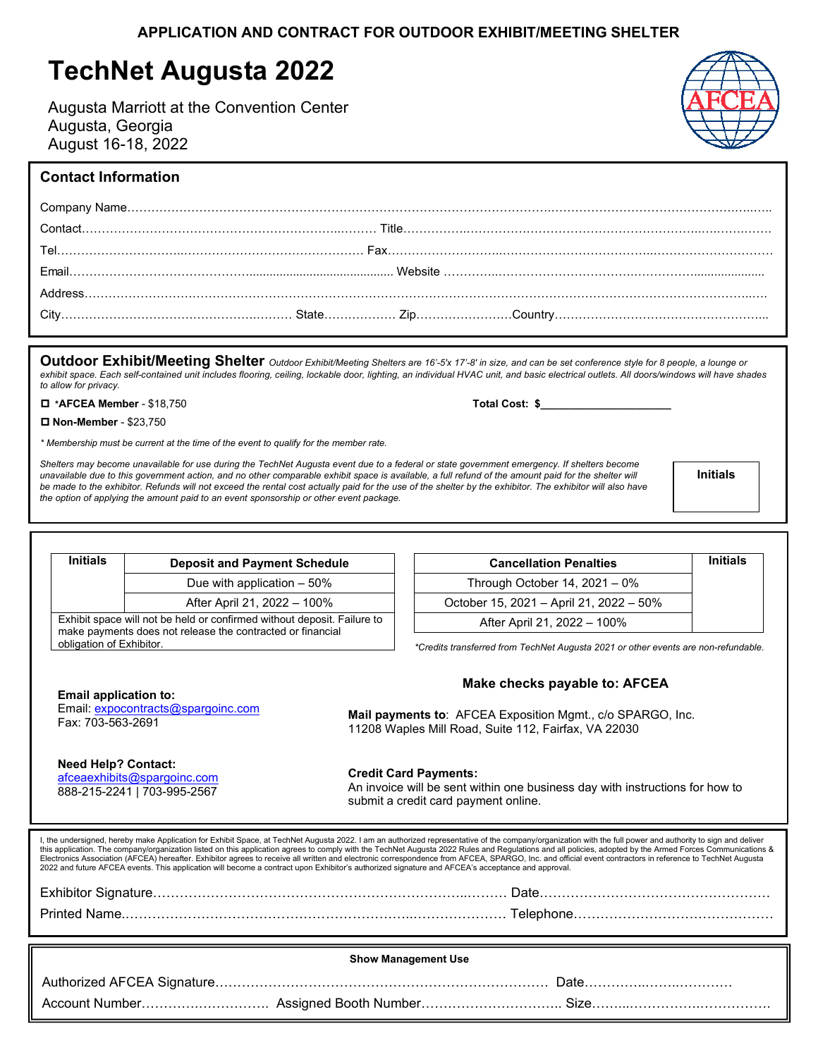**APPLICATION AND CONTRACT FOR OUTDOOR EXHIBIT/MEETING SHELTER**

# TechNet Augusta 2022

Augusta Marriott at the Convention Center
Augusta, Georgia
August 16-18, 2022

## Contact Information

Company Name…………………………………………………………………………………………………………………………………

Contact……………………………………………………………… Title………………………………………………………………………

Tel…………………………………………………………………… Fax……………………………………………………………………………

Email………………………………………………………………… Website ………………………………………………………………………

Address…………………………………………………………………………………………………………………………………………………

City………………………………………………… State……………… Zip……………………Country……………………………………………

## Outdoor Exhibit/Meeting Shelter

*Outdoor Exhibit/Meeting Shelters are 16'-5'x 17'-8' in size, and can be set conference style for 8 people, a lounge or exhibit space. Each self-contained unit includes flooring, ceiling, lockable door, lighting, an individual HVAC unit, and basic electrical outlets. All doors/windows will have shades to allow for privacy.*

☐ **\*AFCEA Member** - $18,750

☐ **Non-Member** - $23,750

**Total Cost: $____________________**

*\* Membership must be current at the time of the event to qualify for the member rate.*

*Shelters may become unavailable for use during the TechNet Augusta event due to a federal or state government emergency. If shelters become unavailable due to this government action, and no other comparable exhibit space is available, a full refund of the amount paid for the shelter will be made to the exhibitor. Refunds will not exceed the rental cost actually paid for the use of the shelter by the exhibitor. The exhibitor will also have the option of applying the amount paid to an event sponsorship or other event package.*

**Initials** ______

| Initials | Deposit and Payment Schedule |
|---|---|
| | Due with application – 50% |
| | After April 21, 2022 – 100% |

Exhibit space will not be held or confirmed without deposit. Failure to make payments does not release the contracted or financial obligation of Exhibitor.

| Cancellation Penalties | Initials |
|---|---|
| Through October 14, 2021 – 0% | |
| October 15, 2021 – April 21, 2022 – 50% | |
| After April 21, 2022 – 100% | |

*\*Credits transferred from TechNet Augusta 2021 or other events are non-refundable.*

**Email application to:**
Email: expocontracts@spargoinc.com
Fax: 703-563-2691

**Make checks payable to: AFCEA**

**Mail payments to**: AFCEA Exposition Mgmt., c/o SPARGO, Inc.
11208 Waples Mill Road, Suite 112, Fairfax, VA 22030

**Need Help? Contact:**
afceaexhibits@spargoinc.com
888-215-2241 | 703-995-2567

**Credit Card Payments:**
An invoice will be sent within one business day with instructions for how to submit a credit card payment online.

I, the undersigned, hereby make Application for Exhibit Space, at TechNet Augusta 2022. I am an authorized representative of the company/organization with the full power and authority to sign and deliver this application. The company/organization listed on this application agrees to comply with the TechNet Augusta 2022 Rules and Regulations and all policies, adopted by the Armed Forces Communications & Electronics Association (AFCEA) hereafter. Exhibitor agrees to receive all written and electronic correspondence from AFCEA, SPARGO, Inc. and official event contractors in reference to TechNet Augusta 2022 and future AFCEA events. This application will become a contract upon Exhibitor's authorized signature and AFCEA's acceptance and approval.

Exhibitor Signature……………………………………………………………………… Date……………………………………………

Printed Name…………………………………………………………………………… Telephone………………………………………

**Show Management Use**

Authorized AFCEA Signature……………………………………………………………… Date……………………………

Account Number………………………… Assigned Booth Number………………………….. Size……………………………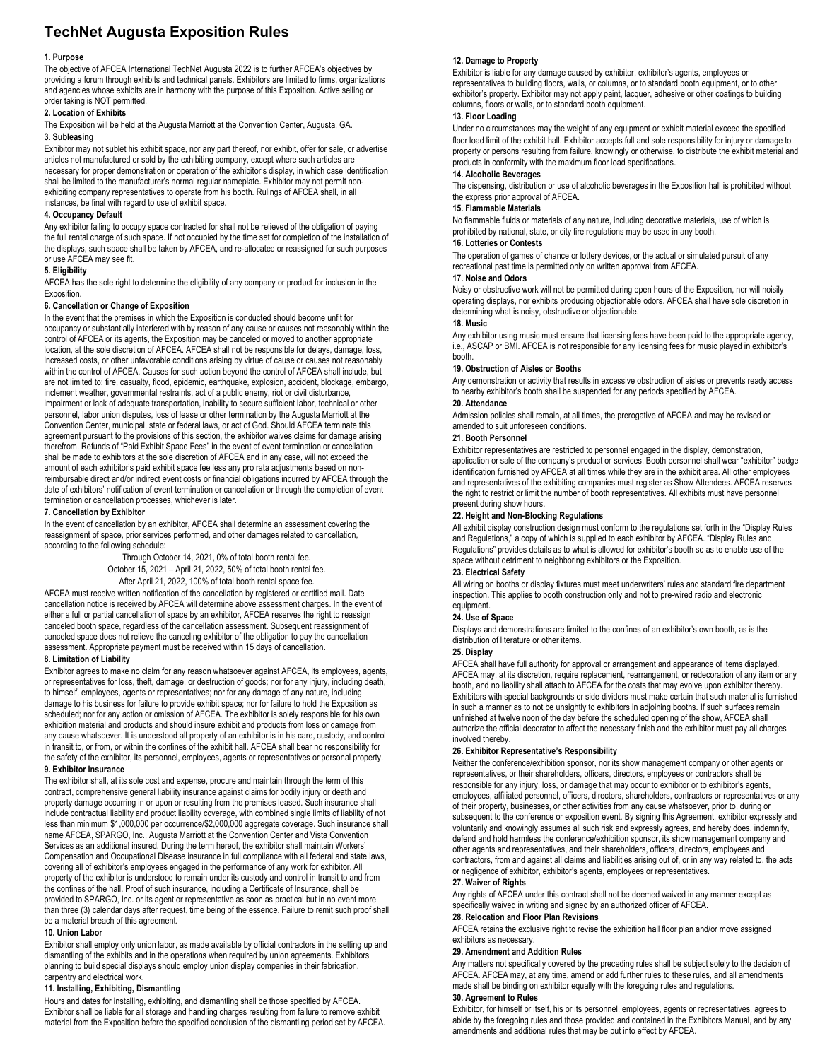# TechNet Augusta Exposition Rules

### 1. Purpose

The objective of AFCEA International TechNet Augusta 2022 is to further AFCEA's objectives by providing a forum through exhibits and technical panels. Exhibitors are limited to firms, organizations and agencies whose exhibits are in harmony with the purpose of this Exposition. Active selling or order taking is NOT permitted.

### 2. Location of Exhibits

The Exposition will be held at the Augusta Marriott at the Convention Center, Augusta, GA.

### 3. Subleasing

Exhibitor may not sublet his exhibit space, nor any part thereof, nor exhibit, offer for sale, or advertise articles not manufactured or sold by the exhibiting company, except where such articles are necessary for proper demonstration or operation of the exhibitor's display, in which case identification shall be limited to the manufacturer's normal regular nameplate. Exhibitor may not permit non-exhibiting company representatives to operate from his booth. Rulings of AFCEA shall, in all instances, be final with regard to use of exhibit space.

### 4. Occupancy Default

Any exhibitor failing to occupy space contracted for shall not be relieved of the obligation of paying the full rental charge of such space. If not occupied by the time set for completion of the installation of the displays, such space shall be taken by AFCEA, and re-allocated or reassigned for such purposes or use AFCEA may see fit.

### 5. Eligibility

AFCEA has the sole right to determine the eligibility of any company or product for inclusion in the Exposition.

### 6. Cancellation or Change of Exposition

In the event that the premises in which the Exposition is conducted should become unfit for occupancy or substantially interfered with by reason of any cause or causes not reasonably within the control of AFCEA or its agents, the Exposition may be canceled or moved to another appropriate location, at the sole discretion of AFCEA. AFCEA shall not be responsible for delays, damage, loss, increased costs, or other unfavorable conditions arising by virtue of cause or causes not reasonably within the control of AFCEA. Causes for such action beyond the control of AFCEA shall include, but are not limited to: fire, casualty, flood, epidemic, earthquake, explosion, accident, blockage, embargo, inclement weather, governmental restraints, act of a public enemy, riot or civil disturbance, impairment or lack of adequate transportation, inability to secure sufficient labor, technical or other personnel, labor union disputes, loss of lease or other termination by the Augusta Marriott at the Convention Center, municipal, state or federal laws, or act of God. Should AFCEA terminate this agreement pursuant to the provisions of this section, the exhibitor waives claims for damage arising therefrom. Refunds of "Paid Exhibit Space Fees" in the event of event termination or cancellation shall be made to exhibitors at the sole discretion of AFCEA and in any case, will not exceed the amount of each exhibitor's paid exhibit space fee less any pro rata adjustments based on non-reimbursable direct and/or indirect event costs or financial obligations incurred by AFCEA through the date of exhibitors' notification of event termination or cancellation or through the completion of event termination or cancellation processes, whichever is later.

### 7. Cancellation by Exhibitor

In the event of cancellation by an exhibitor, AFCEA shall determine an assessment covering the reassignment of space, prior services performed, and other damages related to cancellation, according to the following schedule:

Through October 14, 2021, 0% of total booth rental fee.
October 15, 2021 – April 21, 2022, 50% of total booth rental fee.
After April 21, 2022, 100% of total booth rental space fee.

AFCEA must receive written notification of the cancellation by registered or certified mail. Date cancellation notice is received by AFCEA will determine above assessment charges. In the event of either a full or partial cancellation of space by an exhibitor, AFCEA reserves the right to reassign canceled booth space, regardless of the cancellation assessment. Subsequent reassignment of canceled space does not relieve the canceling exhibitor of the obligation to pay the cancellation assessment. Appropriate payment must be received within 15 days of cancellation.

### 8. Limitation of Liability

Exhibitor agrees to make no claim for any reason whatsoever against AFCEA, its employees, agents, or representatives for loss, theft, damage, or destruction of goods; nor for any injury, including death, to himself, employees, agents or representatives; nor for any damage of any nature, including damage to his business for failure to provide exhibit space; nor for failure to hold the Exposition as scheduled; nor for any action or omission of AFCEA. The exhibitor is solely responsible for his own exhibition material and products and should insure exhibit and products from loss or damage from any cause whatsoever. It is understood all property of an exhibitor is in his care, custody, and control in transit to, or from, or within the confines of the exhibit hall. AFCEA shall bear no responsibility for the safety of the exhibitor, its personnel, employees, agents or representatives or personal property.

### 9. Exhibitor Insurance

The exhibitor shall, at its sole cost and expense, procure and maintain through the term of this contract, comprehensive general liability insurance against claims for bodily injury or death and property damage occurring in or upon or resulting from the premises leased. Such insurance shall include contractual liability and product liability coverage, with combined single limits of liability of not less than minimum $1,000,000 per occurrence/$2,000,000 aggregate coverage. Such insurance shall name AFCEA, SPARGO, Inc., Augusta Marriott at the Convention Center and Vista Convention Services as an additional insured. During the term hereof, the exhibitor shall maintain Workers' Compensation and Occupational Disease insurance in full compliance with all federal and state laws, covering all of exhibitor's employees engaged in the performance of any work for exhibitor. All property of the exhibitor is understood to remain under its custody and control in transit to and from the confines of the hall. Proof of such insurance, including a Certificate of Insurance, shall be provided to SPARGO, Inc. or its agent or representative as soon as practical but in no event more than three (3) calendar days after request, time being of the essence. Failure to remit such proof shall be a material breach of this agreement.

### 10. Union Labor

Exhibitor shall employ only union labor, as made available by official contractors in the setting up and dismantling of the exhibits and in the operations when required by union agreements. Exhibitors planning to build special displays should employ union display companies in their fabrication, carpentry and electrical work.

### 11. Installing, Exhibiting, Dismantling

Hours and dates for installing, exhibiting, and dismantling shall be those specified by AFCEA. Exhibitor shall be liable for all storage and handling charges resulting from failure to remove exhibit material from the Exposition before the specified conclusion of the dismantling period set by AFCEA.

### 12. Damage to Property

Exhibitor is liable for any damage caused by exhibitor, exhibitor's agents, employees or representatives to building floors, walls, or columns, or to standard booth equipment, or to other exhibitor's property. Exhibitor may not apply paint, lacquer, adhesive or other coatings to building columns, floors or walls, or to standard booth equipment.

### 13. Floor Loading

Under no circumstances may the weight of any equipment or exhibit material exceed the specified floor load limit of the exhibit hall. Exhibitor accepts full and sole responsibility for injury or damage to property or persons resulting from failure, knowingly or otherwise, to distribute the exhibit material and products in conformity with the maximum floor load specifications.

### 14. Alcoholic Beverages

The dispensing, distribution or use of alcoholic beverages in the Exposition hall is prohibited without the express prior approval of AFCEA.

### 15. Flammable Materials

No flammable fluids or materials of any nature, including decorative materials, use of which is prohibited by national, state, or city fire regulations may be used in any booth.

### 16. Lotteries or Contests

The operation of games of chance or lottery devices, or the actual or simulated pursuit of any recreational past time is permitted only on written approval from AFCEA.

### 17. Noise and Odors

Noisy or obstructive work will not be permitted during open hours of the Exposition, nor will noisily operating displays, nor exhibits producing objectionable odors. AFCEA shall have sole discretion in determining what is noisy, obstructive or objectionable.

### 18. Music

Any exhibitor using music must ensure that licensing fees have been paid to the appropriate agency, i.e., ASCAP or BMI. AFCEA is not responsible for any licensing fees for music played in exhibitor's booth.

### 19. Obstruction of Aisles or Booths

Any demonstration or activity that results in excessive obstruction of aisles or prevents ready access to nearby exhibitor's booth shall be suspended for any periods specified by AFCEA.

### 20. Attendance

Admission policies shall remain, at all times, the prerogative of AFCEA and may be revised or amended to suit unforeseen conditions.

### 21. Booth Personnel

Exhibitor representatives are restricted to personnel engaged in the display, demonstration, application or sale of the company's product or services. Booth personnel shall wear "exhibitor" badge identification furnished by AFCEA at all times while they are in the exhibit area. All other employees and representatives of the exhibiting companies must register as Show Attendees. AFCEA reserves the right to restrict or limit the number of booth representatives. All exhibits must have personnel present during show hours.

### 22. Height and Non-Blocking Regulations

All exhibit display construction design must conform to the regulations set forth in the "Display Rules and Regulations," a copy of which is supplied to each exhibitor by AFCEA. "Display Rules and Regulations" provides details as to what is allowed for exhibitor's booth so as to enable use of the space without detriment to neighboring exhibitors or the Exposition.

### 23. Electrical Safety

All wiring on booths or display fixtures must meet underwriters' rules and standard fire department inspection. This applies to booth construction only and not to pre-wired radio and electronic equipment.

### 24. Use of Space

Displays and demonstrations are limited to the confines of an exhibitor's own booth, as is the distribution of literature or other items.

### 25. Display

AFCEA shall have full authority for approval or arrangement and appearance of items displayed. AFCEA may, at its discretion, require replacement, rearrangement, or redecoration of any item or any booth, and no liability shall attach to AFCEA for the costs that may evolve upon exhibitor thereby. Exhibitors with special backgrounds or side dividers must make certain that such material is furnished in such a manner as to not be unsightly to exhibitors in adjoining booths. If such surfaces remain unfinished at twelve noon of the day before the scheduled opening of the show, AFCEA shall authorize the official decorator to affect the necessary finish and the exhibitor must pay all charges involved thereby.

### 26. Exhibitor Representative's Responsibility

Neither the conference/exhibition sponsor, nor its show management company or other agents or representatives, or their shareholders, officers, directors, employees or contractors shall be responsible for any injury, loss, or damage that may occur to exhibitor or to exhibitor's agents, employees, affiliated personnel, officers, directors, shareholders, contractors or representatives or any of their property, businesses, or other activities from any cause whatsoever, prior to, during or subsequent to the conference or exposition event. By signing this Agreement, exhibitor expressly and voluntarily and knowingly assumes all such risk and expressly agrees, and hereby does, indemnify, defend and hold harmless the conference/exhibition sponsor, its show management company and other agents and representatives, and their shareholders, officers, directors, employees and contractors, from and against all claims and liabilities arising out of, or in any way related to, the acts or negligence of exhibitor, exhibitor's agents, employees or representatives.

### 27. Waiver of Rights

Any rights of AFCEA under this contract shall not be deemed waived in any manner except as specifically waived in writing and signed by an authorized officer of AFCEA.

### 28. Relocation and Floor Plan Revisions

AFCEA retains the exclusive right to revise the exhibition hall floor plan and/or move assigned exhibitors as necessary.

### 29. Amendment and Addition Rules

Any matters not specifically covered by the preceding rules shall be subject solely to the decision of AFCEA. AFCEA may, at any time, amend or add further rules to these rules, and all amendments made shall be binding on exhibitor equally with the foregoing rules and regulations.

### 30. Agreement to Rules

Exhibitor, for himself or itself, his or its personnel, employees, agents or representatives, agrees to abide by the foregoing rules and those provided and contained in the Exhibitors Manual, and by any amendments and additional rules that may be put into effect by AFCEA.